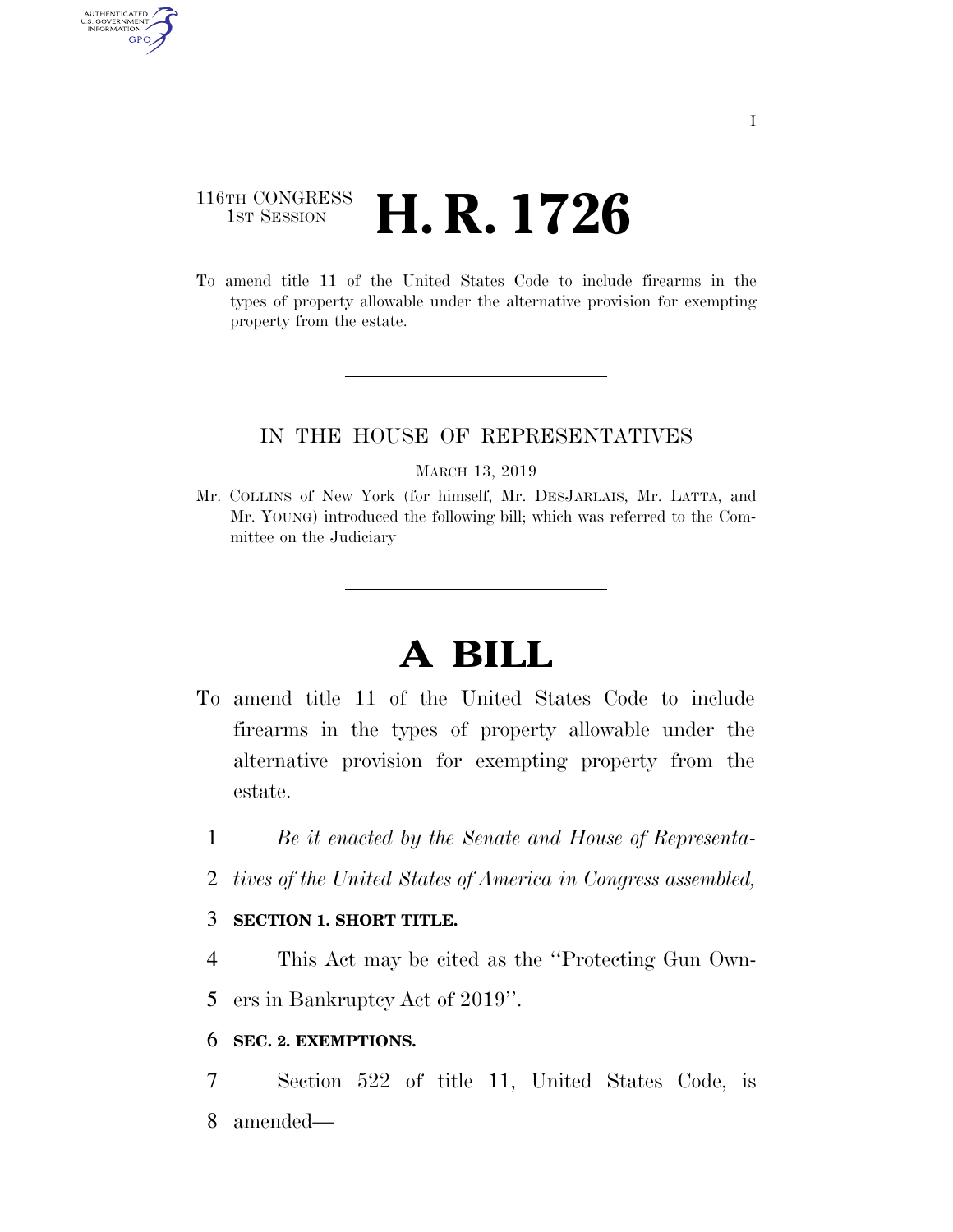116TH CONGRESS
1ST SESSION

# H. R. 1726

To amend title 11 of the United States Code to include firearms in the types of property allowable under the alternative provision for exempting property from the estate.

IN THE HOUSE OF REPRESENTATIVES

MARCH 13, 2019

Mr. COLLINS of New York (for himself, Mr. DESJARLAIS, Mr. LATTA, and Mr. YOUNG) introduced the following bill; which was referred to the Committee on the Judiciary

# A BILL

To amend title 11 of the United States Code to include firearms in the types of property allowable under the alternative provision for exempting property from the estate.

1 *Be it enacted by the Senate and House of Representa-*
2 *tives of the United States of America in Congress assembled,*

3 **SECTION 1. SHORT TITLE.**

4 This Act may be cited as the ''Protecting Gun Own-
5 ers in Bankruptcy Act of 2019''.

6 **SEC. 2. EXEMPTIONS.**

7 Section 522 of title 11, United States Code, is
8 amended—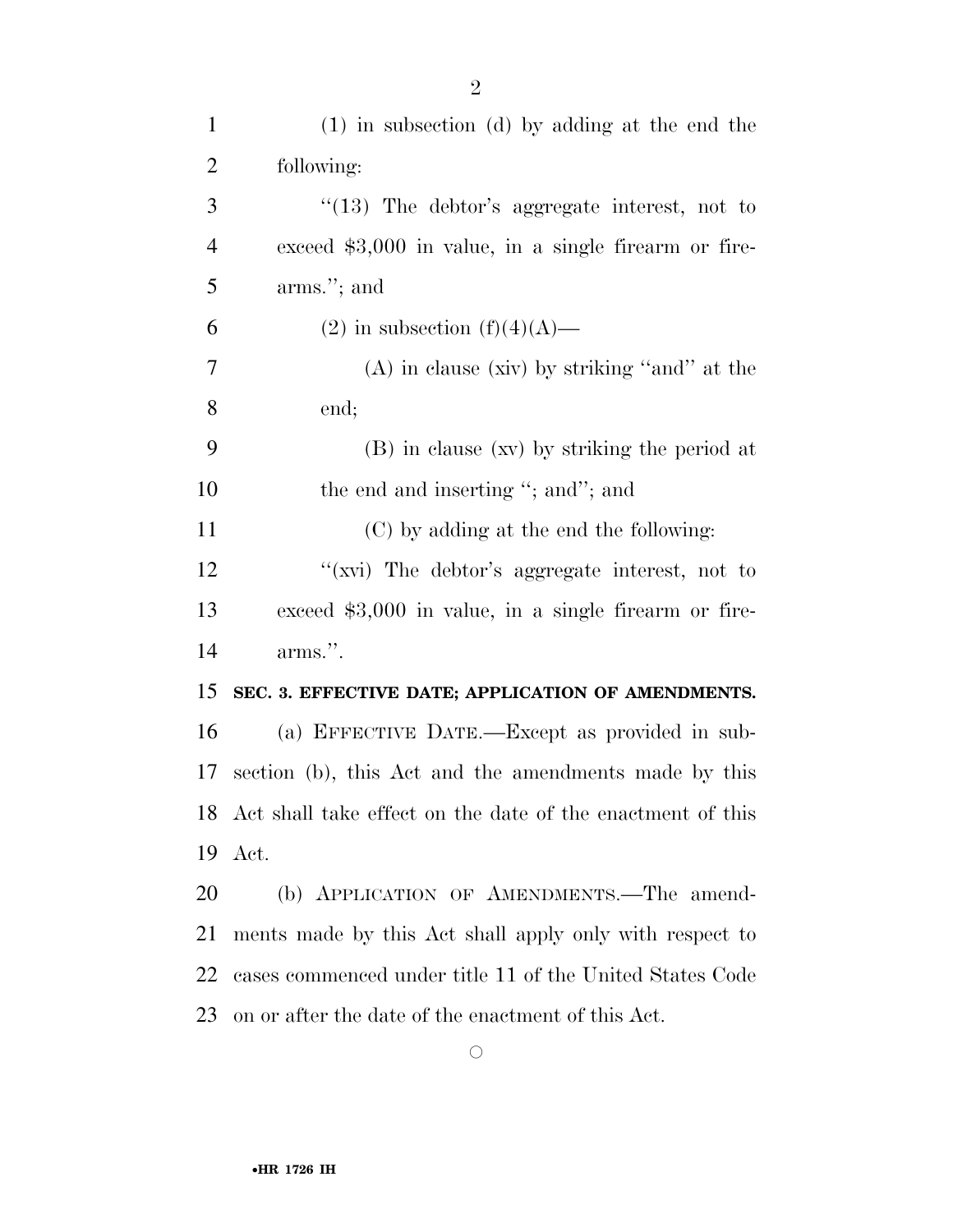(1) in subsection (d) by adding at the end the following:

"(13) The debtor's aggregate interest, not to exceed $3,000 in value, in a single firearm or firearms."; and

(2) in subsection (f)(4)(A)—

(A) in clause (xiv) by striking "and" at the end;

(B) in clause (xv) by striking the period at the end and inserting "; and"; and

(C) by adding at the end the following:

"(xvi) The debtor's aggregate interest, not to exceed $3,000 in value, in a single firearm or firearms.".

**SEC. 3. EFFECTIVE DATE; APPLICATION OF AMENDMENTS.**

(a) EFFECTIVE DATE.—Except as provided in subsection (b), this Act and the amendments made by this Act shall take effect on the date of the enactment of this Act.

(b) APPLICATION OF AMENDMENTS.—The amendments made by this Act shall apply only with respect to cases commenced under title 11 of the United States Code on or after the date of the enactment of this Act.

○